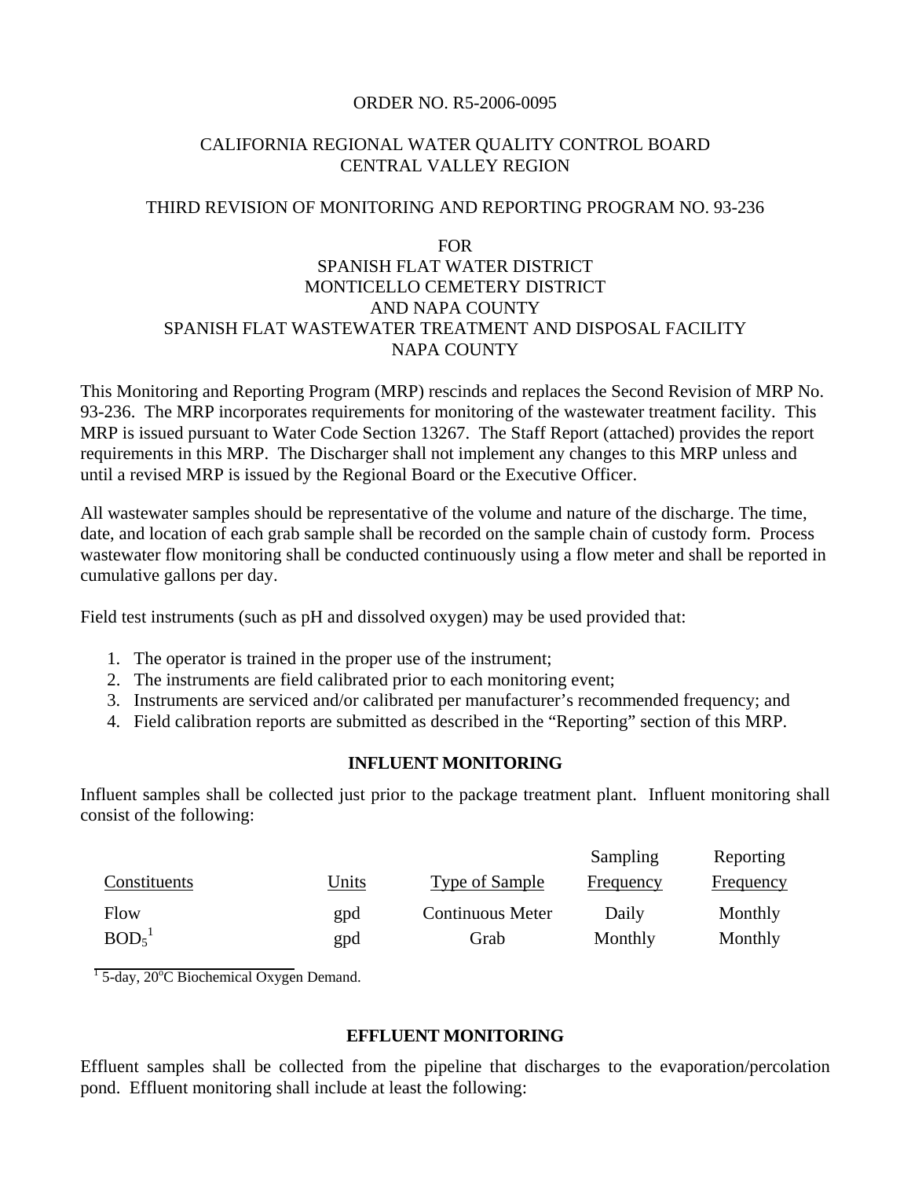ORDER NO. R5-2006-0095

CALIFORNIA REGIONAL WATER QUALITY CONTROL BOARD
CENTRAL VALLEY REGION

THIRD REVISION OF MONITORING AND REPORTING PROGRAM NO. 93-236

FOR
SPANISH FLAT WATER DISTRICT
MONTICELLO CEMETERY DISTRICT
AND NAPA COUNTY
SPANISH FLAT WASTEWATER TREATMENT AND DISPOSAL FACILITY
NAPA COUNTY

This Monitoring and Reporting Program (MRP) rescinds and replaces the Second Revision of MRP No. 93-236. The MRP incorporates requirements for monitoring of the wastewater treatment facility. This MRP is issued pursuant to Water Code Section 13267. The Staff Report (attached) provides the report requirements in this MRP. The Discharger shall not implement any changes to this MRP unless and until a revised MRP is issued by the Regional Board or the Executive Officer.

All wastewater samples should be representative of the volume and nature of the discharge. The time, date, and location of each grab sample shall be recorded on the sample chain of custody form. Process wastewater flow monitoring shall be conducted continuously using a flow meter and shall be reported in cumulative gallons per day.

Field test instruments (such as pH and dissolved oxygen) may be used provided that:

1. The operator is trained in the proper use of the instrument;
2. The instruments are field calibrated prior to each monitoring event;
3. Instruments are serviced and/or calibrated per manufacturer's recommended frequency; and
4. Field calibration reports are submitted as described in the "Reporting" section of this MRP.

## INFLUENT MONITORING

Influent samples shall be collected just prior to the package treatment plant. Influent monitoring shall consist of the following:

| Constituents | Units | Type of Sample | Sampling Frequency | Reporting Frequency |
|---|---|---|---|---|
| Flow | gpd | Continuous Meter | Daily | Monthly |
| $BOD_5$[1] | gpd | Grab | Monthly | Monthly |

[1] 5-day, 20°C Biochemical Oxygen Demand.

## EFFLUENT MONITORING

Effluent samples shall be collected from the pipeline that discharges to the evaporation/percolation pond. Effluent monitoring shall include at least the following: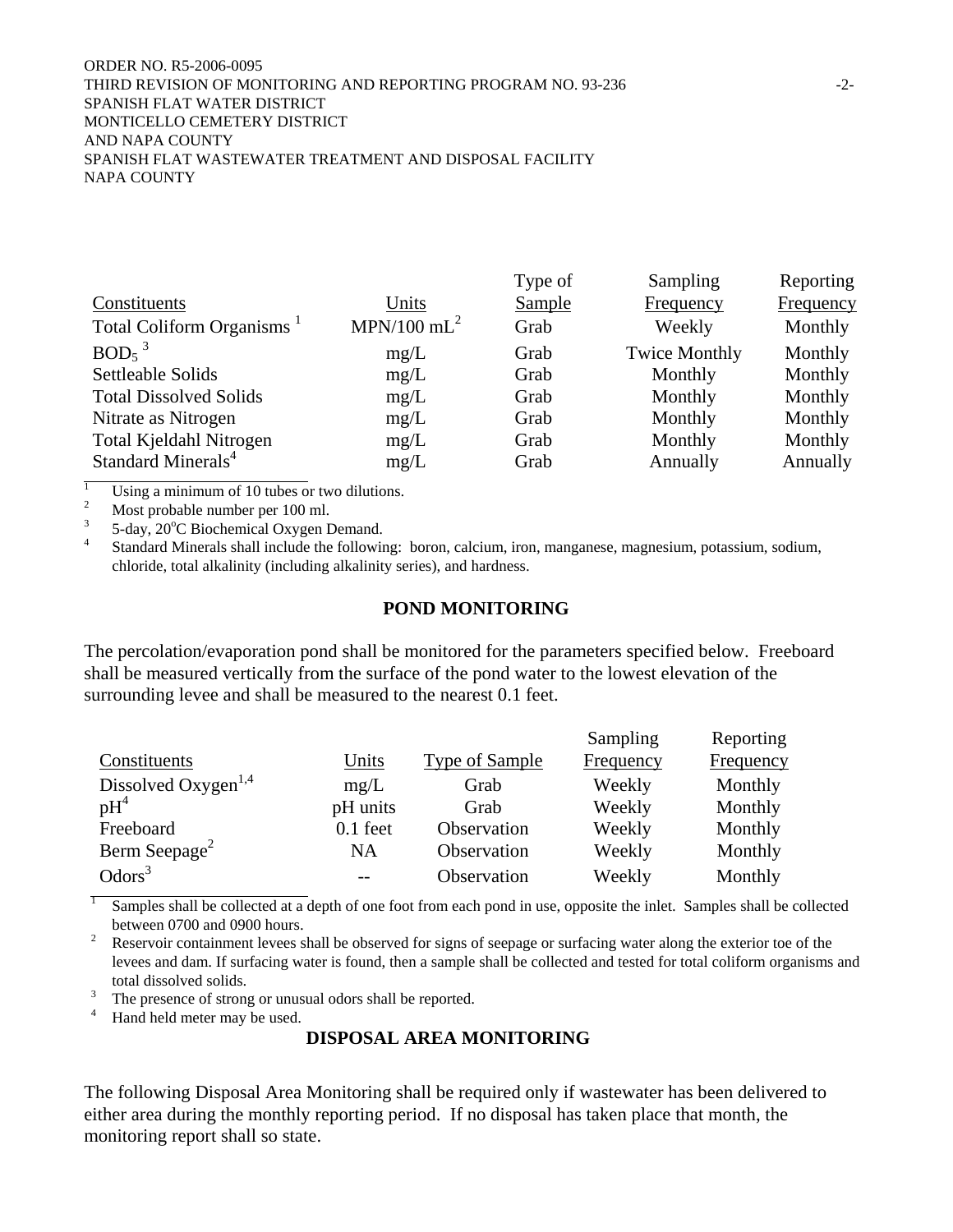| Constituents | Units | Type of Sample | Sampling Frequency | Reporting Frequency |
|---|---|---|---|---|
| Total Coliform Organisms [1] | MPN/100 mL[2] | Grab | Weekly | Monthly |
| $BOD_5$ [3] | mg/L | Grab | Twice Monthly | Monthly |
| Settleable Solids | mg/L | Grab | Monthly | Monthly |
| Total Dissolved Solids | mg/L | Grab | Monthly | Monthly |
| Nitrate as Nitrogen | mg/L | Grab | Monthly | Monthly |
| Total Kjeldahl Nitrogen | mg/L | Grab | Monthly | Monthly |
| Standard Minerals[4] | mg/L | Grab | Annually | Annually |

[1] Using a minimum of 10 tubes or two dilutions.
[2] Most probable number per 100 ml.
[3] 5-day, 20°C Biochemical Oxygen Demand.
[4] Standard Minerals shall include the following: boron, calcium, iron, manganese, magnesium, potassium, sodium, chloride, total alkalinity (including alkalinity series), and hardness.

## POND MONITORING

The percolation/evaporation pond shall be monitored for the parameters specified below. Freeboard shall be measured vertically from the surface of the pond water to the lowest elevation of the surrounding levee and shall be measured to the nearest 0.1 feet.

| Constituents | Units | Type of Sample | Sampling Frequency | Reporting Frequency |
|---|---|---|---|---|
| Dissolved Oxygen[1,4] | mg/L | Grab | Weekly | Monthly |
| pH[4] | pH units | Grab | Weekly | Monthly |
| Freeboard | 0.1 feet | Observation | Weekly | Monthly |
| Berm Seepage[2] | NA | Observation | Weekly | Monthly |
| Odors[3] | -- | Observation | Weekly | Monthly |

[1] Samples shall be collected at a depth of one foot from each pond in use, opposite the inlet. Samples shall be collected between 0700 and 0900 hours.
[2] Reservoir containment levees shall be observed for signs of seepage or surfacing water along the exterior toe of the levees and dam. If surfacing water is found, then a sample shall be collected and tested for total coliform organisms and total dissolved solids.
[3] The presence of strong or unusual odors shall be reported.
[4] Hand held meter may be used.

## DISPOSAL AREA MONITORING

The following Disposal Area Monitoring shall be required only if wastewater has been delivered to either area during the monthly reporting period. If no disposal has taken place that month, the monitoring report shall so state.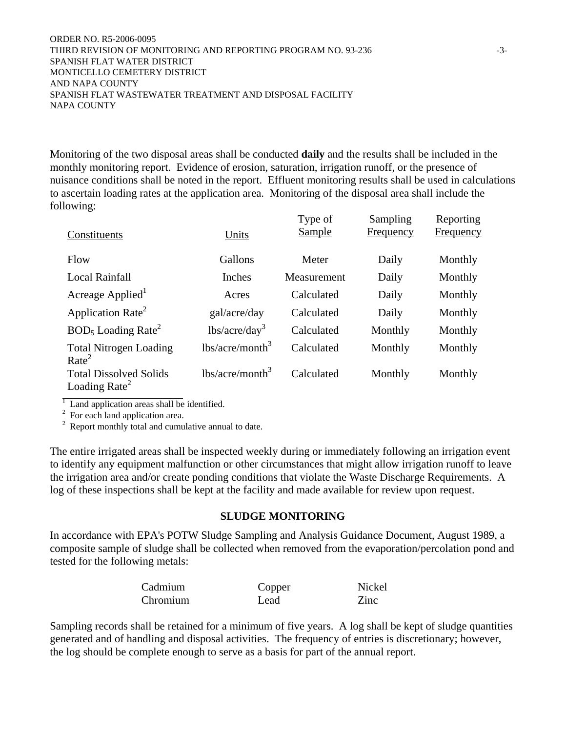Monitoring of the two disposal areas shall be conducted **daily** and the results shall be included in the monthly monitoring report. Evidence of erosion, saturation, irrigation runoff, or the presence of nuisance conditions shall be noted in the report. Effluent monitoring results shall be used in calculations to ascertain loading rates at the application area. Monitoring of the disposal area shall include the following:

| Constituents | Units | Type of Sample | Sampling Frequency | Reporting Frequency |
|---|---|---|---|---|
| Flow | Gallons | Meter | Daily | Monthly |
| Local Rainfall | Inches | Measurement | Daily | Monthly |
| Acreage Applied[1] | Acres | Calculated | Daily | Monthly |
| Application Rate[2] | gal/acre/day | Calculated | Daily | Monthly |
| $BOD_5$ Loading Rate[2] | lbs/acre/day[3] | Calculated | Monthly | Monthly |
| Total Nitrogen Loading Rate[2] | lbs/acre/month[3] | Calculated | Monthly | Monthly |
| Total Dissolved Solids Loading Rate[2] | lbs/acre/month[3] | Calculated | Monthly | Monthly |

[1] Land application areas shall be identified.
[2] For each land application area.
[2] Report monthly total and cumulative annual to date.

The entire irrigated areas shall be inspected weekly during or immediately following an irrigation event to identify any equipment malfunction or other circumstances that might allow irrigation runoff to leave the irrigation area and/or create ponding conditions that violate the Waste Discharge Requirements. A log of these inspections shall be kept at the facility and made available for review upon request.

## SLUDGE MONITORING

In accordance with EPA's POTW Sludge Sampling and Analysis Guidance Document, August 1989, a composite sample of sludge shall be collected when removed from the evaporation/percolation pond and tested for the following metals:

| | | |
|---|---|---|
| Cadmium | Copper | Nickel |
| Chromium | Lead | Zinc |

Sampling records shall be retained for a minimum of five years. A log shall be kept of sludge quantities generated and of handling and disposal activities. The frequency of entries is discretionary; however, the log should be complete enough to serve as a basis for part of the annual report.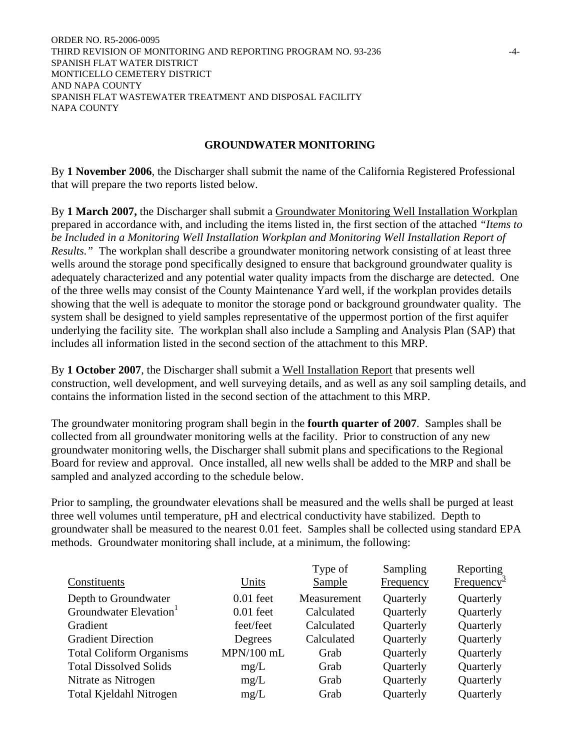## GROUNDWATER MONITORING

By **1 November 2006**, the Discharger shall submit the name of the California Registered Professional that will prepare the two reports listed below.

By **1 March 2007,** the Discharger shall submit a Groundwater Monitoring Well Installation Workplan prepared in accordance with, and including the items listed in, the first section of the attached *"Items to be Included in a Monitoring Well Installation Workplan and Monitoring Well Installation Report of Results."* The workplan shall describe a groundwater monitoring network consisting of at least three wells around the storage pond specifically designed to ensure that background groundwater quality is adequately characterized and any potential water quality impacts from the discharge are detected. One of the three wells may consist of the County Maintenance Yard well, if the workplan provides details showing that the well is adequate to monitor the storage pond or background groundwater quality. The system shall be designed to yield samples representative of the uppermost portion of the first aquifer underlying the facility site. The workplan shall also include a Sampling and Analysis Plan (SAP) that includes all information listed in the second section of the attachment to this MRP.

By **1 October 2007**, the Discharger shall submit a Well Installation Report that presents well construction, well development, and well surveying details, and as well as any soil sampling details, and contains the information listed in the second section of the attachment to this MRP.

The groundwater monitoring program shall begin in the **fourth quarter of 2007**. Samples shall be collected from all groundwater monitoring wells at the facility. Prior to construction of any new groundwater monitoring wells, the Discharger shall submit plans and specifications to the Regional Board for review and approval. Once installed, all new wells shall be added to the MRP and shall be sampled and analyzed according to the schedule below.

Prior to sampling, the groundwater elevations shall be measured and the wells shall be purged at least three well volumes until temperature, pH and electrical conductivity have stabilized. Depth to groundwater shall be measured to the nearest 0.01 feet. Samples shall be collected using standard EPA methods. Groundwater monitoring shall include, at a minimum, the following:

| Constituents | Units | Type of Sample | Sampling Frequency | Reporting Frequency[3] |
|---|---|---|---|---|
| Depth to Groundwater | 0.01 feet | Measurement | Quarterly | Quarterly |
| Groundwater Elevation[1] | 0.01 feet | Calculated | Quarterly | Quarterly |
| Gradient | feet/feet | Calculated | Quarterly | Quarterly |
| Gradient Direction | Degrees | Calculated | Quarterly | Quarterly |
| Total Coliform Organisms | MPN/100 mL | Grab | Quarterly | Quarterly |
| Total Dissolved Solids | mg/L | Grab | Quarterly | Quarterly |
| Nitrate as Nitrogen | mg/L | Grab | Quarterly | Quarterly |
| Total Kjeldahl Nitrogen | mg/L | Grab | Quarterly | Quarterly |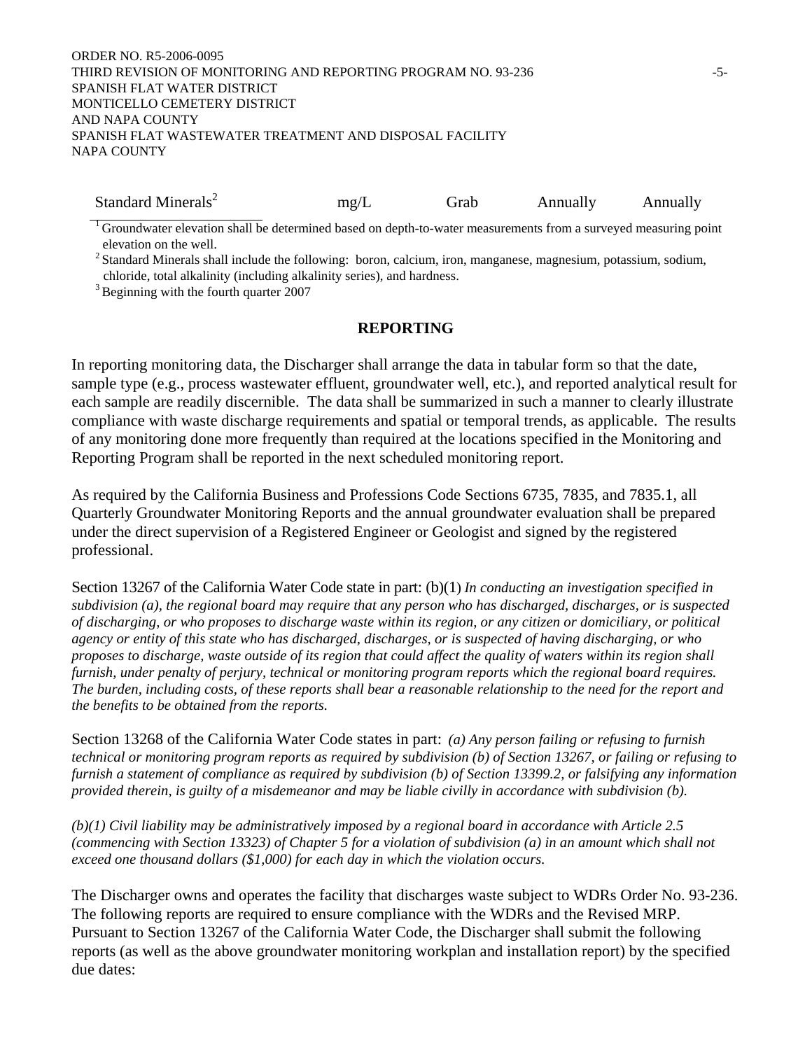| Standard Minerals[2] | mg/L | Grab | Annually | Annually |
|---|---|---|---|---|

[1] Groundwater elevation shall be determined based on depth-to-water measurements from a surveyed measuring point elevation on the well.

[2] Standard Minerals shall include the following: boron, calcium, iron, manganese, magnesium, potassium, sodium, chloride, total alkalinity (including alkalinity series), and hardness.

[3] Beginning with the fourth quarter 2007

## REPORTING

In reporting monitoring data, the Discharger shall arrange the data in tabular form so that the date, sample type (e.g., process wastewater effluent, groundwater well, etc.), and reported analytical result for each sample are readily discernible. The data shall be summarized in such a manner to clearly illustrate compliance with waste discharge requirements and spatial or temporal trends, as applicable. The results of any monitoring done more frequently than required at the locations specified in the Monitoring and Reporting Program shall be reported in the next scheduled monitoring report.

As required by the California Business and Professions Code Sections 6735, 7835, and 7835.1, all Quarterly Groundwater Monitoring Reports and the annual groundwater evaluation shall be prepared under the direct supervision of a Registered Engineer or Geologist and signed by the registered professional.

Section 13267 of the California Water Code state in part: (b)(1) *In conducting an investigation specified in subdivision (a), the regional board may require that any person who has discharged, discharges, or is suspected of discharging, or who proposes to discharge waste within its region, or any citizen or domiciliary, or political agency or entity of this state who has discharged, discharges, or is suspected of having discharging, or who proposes to discharge, waste outside of its region that could affect the quality of waters within its region shall furnish, under penalty of perjury, technical or monitoring program reports which the regional board requires. The burden, including costs, of these reports shall bear a reasonable relationship to the need for the report and the benefits to be obtained from the reports.*

Section 13268 of the California Water Code states in part: *(a) Any person failing or refusing to furnish technical or monitoring program reports as required by subdivision (b) of Section 13267, or failing or refusing to furnish a statement of compliance as required by subdivision (b) of Section 13399.2, or falsifying any information provided therein, is guilty of a misdemeanor and may be liable civilly in accordance with subdivision (b).*

*(b)(1) Civil liability may be administratively imposed by a regional board in accordance with Article 2.5 (commencing with Section 13323) of Chapter 5 for a violation of subdivision (a) in an amount which shall not exceed one thousand dollars ($1,000) for each day in which the violation occurs.*

The Discharger owns and operates the facility that discharges waste subject to WDRs Order No. 93-236. The following reports are required to ensure compliance with the WDRs and the Revised MRP. Pursuant to Section 13267 of the California Water Code, the Discharger shall submit the following reports (as well as the above groundwater monitoring workplan and installation report) by the specified due dates: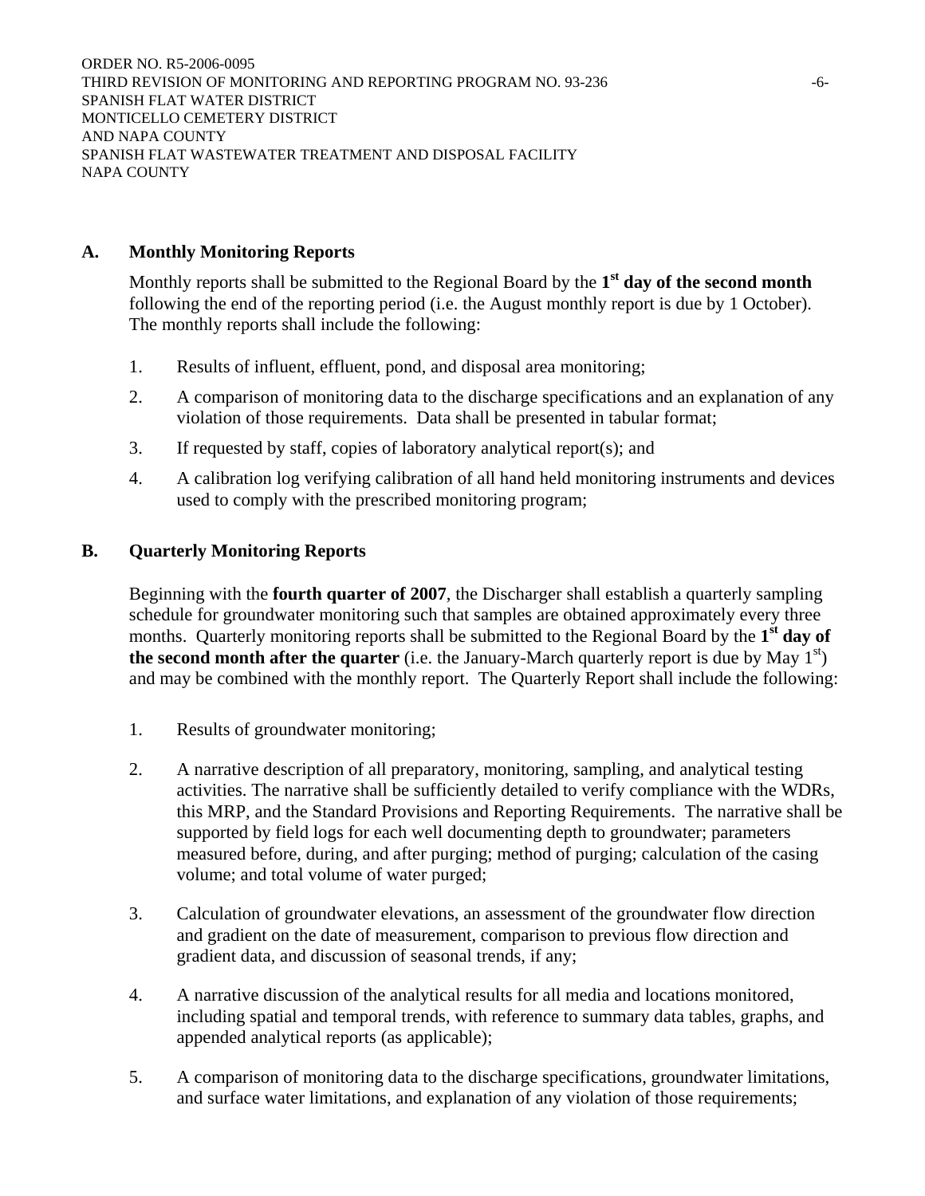## A. Monthly Monitoring Reports

Monthly reports shall be submitted to the Regional Board by the **1st day of the second month** following the end of the reporting period (i.e. the August monthly report is due by 1 October). The monthly reports shall include the following:

1. Results of influent, effluent, pond, and disposal area monitoring;
2. A comparison of monitoring data to the discharge specifications and an explanation of any violation of those requirements. Data shall be presented in tabular format;
3. If requested by staff, copies of laboratory analytical report(s); and
4. A calibration log verifying calibration of all hand held monitoring instruments and devices used to comply with the prescribed monitoring program;

## B. Quarterly Monitoring Reports

Beginning with the **fourth quarter of 2007**, the Discharger shall establish a quarterly sampling schedule for groundwater monitoring such that samples are obtained approximately every three months. Quarterly monitoring reports shall be submitted to the Regional Board by the **1st day of the second month after the quarter** (i.e. the January-March quarterly report is due by May 1st) and may be combined with the monthly report. The Quarterly Report shall include the following:

1. Results of groundwater monitoring;
2. A narrative description of all preparatory, monitoring, sampling, and analytical testing activities. The narrative shall be sufficiently detailed to verify compliance with the WDRs, this MRP, and the Standard Provisions and Reporting Requirements. The narrative shall be supported by field logs for each well documenting depth to groundwater; parameters measured before, during, and after purging; method of purging; calculation of the casing volume; and total volume of water purged;
3. Calculation of groundwater elevations, an assessment of the groundwater flow direction and gradient on the date of measurement, comparison to previous flow direction and gradient data, and discussion of seasonal trends, if any;
4. A narrative discussion of the analytical results for all media and locations monitored, including spatial and temporal trends, with reference to summary data tables, graphs, and appended analytical reports (as applicable);
5. A comparison of monitoring data to the discharge specifications, groundwater limitations, and surface water limitations, and explanation of any violation of those requirements;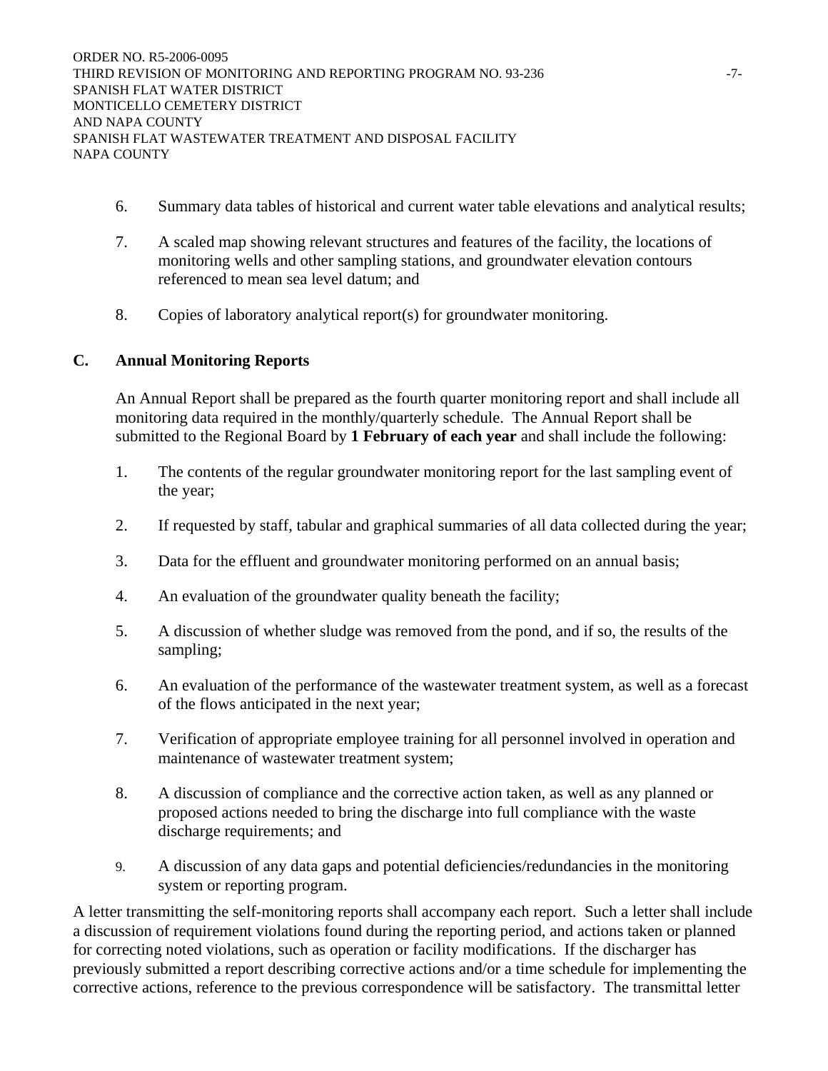6. Summary data tables of historical and current water table elevations and analytical results;

7. A scaled map showing relevant structures and features of the facility, the locations of monitoring wells and other sampling stations, and groundwater elevation contours referenced to mean sea level datum; and

8. Copies of laboratory analytical report(s) for groundwater monitoring.

## C. Annual Monitoring Reports

An Annual Report shall be prepared as the fourth quarter monitoring report and shall include all monitoring data required in the monthly/quarterly schedule. The Annual Report shall be submitted to the Regional Board by **1 February of each year** and shall include the following:

1. The contents of the regular groundwater monitoring report for the last sampling event of the year;

2. If requested by staff, tabular and graphical summaries of all data collected during the year;

3. Data for the effluent and groundwater monitoring performed on an annual basis;

4. An evaluation of the groundwater quality beneath the facility;

5. A discussion of whether sludge was removed from the pond, and if so, the results of the sampling;

6. An evaluation of the performance of the wastewater treatment system, as well as a forecast of the flows anticipated in the next year;

7. Verification of appropriate employee training for all personnel involved in operation and maintenance of wastewater treatment system;

8. A discussion of compliance and the corrective action taken, as well as any planned or proposed actions needed to bring the discharge into full compliance with the waste discharge requirements; and

9. A discussion of any data gaps and potential deficiencies/redundancies in the monitoring system or reporting program.

A letter transmitting the self-monitoring reports shall accompany each report. Such a letter shall include a discussion of requirement violations found during the reporting period, and actions taken or planned for correcting noted violations, such as operation or facility modifications. If the discharger has previously submitted a report describing corrective actions and/or a time schedule for implementing the corrective actions, reference to the previous correspondence will be satisfactory. The transmittal letter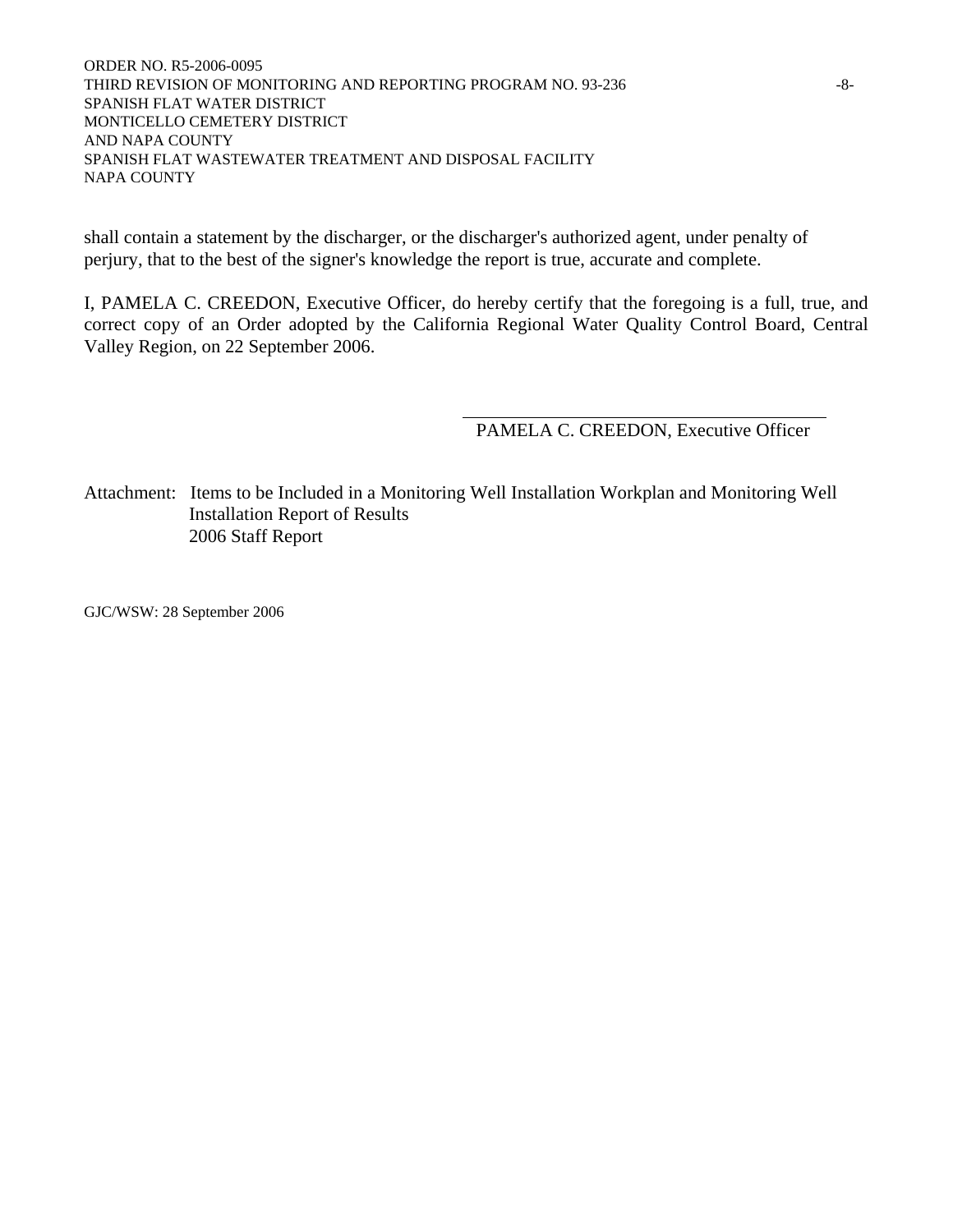shall contain a statement by the discharger, or the discharger's authorized agent, under penalty of perjury, that to the best of the signer's knowledge the report is true, accurate and complete.

I, PAMELA C. CREEDON, Executive Officer, do hereby certify that the foregoing is a full, true, and correct copy of an Order adopted by the California Regional Water Quality Control Board, Central Valley Region, on 22 September 2006.

PAMELA C. CREEDON, Executive Officer

Attachment: Items to be Included in a Monitoring Well Installation Workplan and Monitoring Well Installation Report of Results
2006 Staff Report

GJC/WSW: 28 September 2006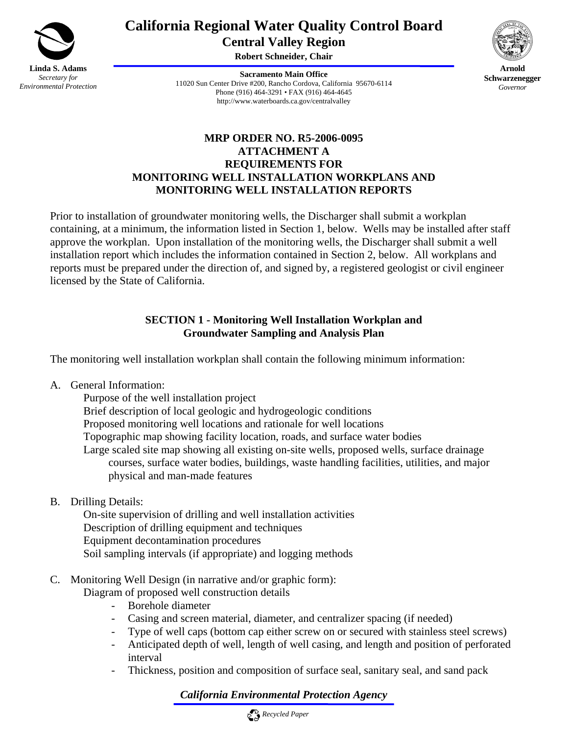**California Regional Water Quality Control Board**
**Central Valley Region**
**Robert Schneider, Chair**

**Linda S. Adams**
*Secretary for Environmental Protection*

**Sacramento Main Office**
11020 Sun Center Drive #200, Rancho Cordova, California 95670-6114
Phone (916) 464-3291 • FAX (916) 464-4645
http://www.waterboards.ca.gov/centralvalley

**Arnold Schwarzenegger**
*Governor*

# MRP ORDER NO. R5-2006-0095
# ATTACHMENT A
# REQUIREMENTS FOR MONITORING WELL INSTALLATION WORKPLANS AND MONITORING WELL INSTALLATION REPORTS

Prior to installation of groundwater monitoring wells, the Discharger shall submit a workplan containing, at a minimum, the information listed in Section 1, below. Wells may be installed after staff approve the workplan. Upon installation of the monitoring wells, the Discharger shall submit a well installation report which includes the information contained in Section 2, below. All workplans and reports must be prepared under the direction of, and signed by, a registered geologist or civil engineer licensed by the State of California.

## SECTION 1 - Monitoring Well Installation Workplan and Groundwater Sampling and Analysis Plan

The monitoring well installation workplan shall contain the following minimum information:

A. General Information:
   - Purpose of the well installation project
   - Brief description of local geologic and hydrogeologic conditions
   - Proposed monitoring well locations and rationale for well locations
   - Topographic map showing facility location, roads, and surface water bodies
   - Large scaled site map showing all existing on-site wells, proposed wells, surface drainage courses, surface water bodies, buildings, waste handling facilities, utilities, and major physical and man-made features

B. Drilling Details:
   - On-site supervision of drilling and well installation activities
   - Description of drilling equipment and techniques
   - Equipment decontamination procedures
   - Soil sampling intervals (if appropriate) and logging methods

C. Monitoring Well Design (in narrative and/or graphic form):
   Diagram of proposed well construction details
   - Borehole diameter
   - Casing and screen material, diameter, and centralizer spacing (if needed)
   - Type of well caps (bottom cap either screw on or secured with stainless steel screws)
   - Anticipated depth of well, length of well casing, and length and position of perforated interval
   - Thickness, position and composition of surface seal, sanitary seal, and sand pack

*California Environmental Protection Agency*

*Recycled Paper*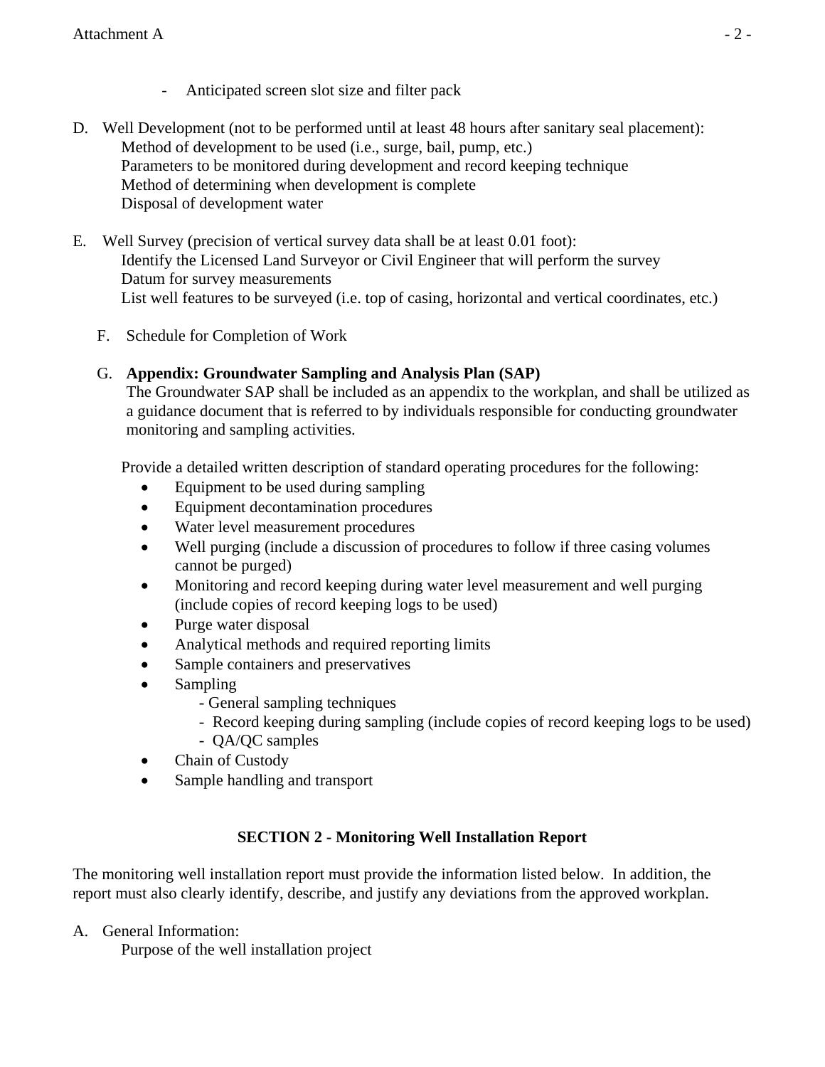- Anticipated screen slot size and filter pack

D. Well Development (not to be performed until at least 48 hours after sanitary seal placement):
   Method of development to be used (i.e., surge, bail, pump, etc.)
   Parameters to be monitored during development and record keeping technique
   Method of determining when development is complete
   Disposal of development water

E. Well Survey (precision of vertical survey data shall be at least 0.01 foot):
   Identify the Licensed Land Surveyor or Civil Engineer that will perform the survey
   Datum for survey measurements
   List well features to be surveyed (i.e. top of casing, horizontal and vertical coordinates, etc.)

F. Schedule for Completion of Work

G. **Appendix: Groundwater Sampling and Analysis Plan (SAP)**
   The Groundwater SAP shall be included as an appendix to the workplan, and shall be utilized as a guidance document that is referred to by individuals responsible for conducting groundwater monitoring and sampling activities.

   Provide a detailed written description of standard operating procedures for the following:

   - Equipment to be used during sampling
   - Equipment decontamination procedures
   - Water level measurement procedures
   - Well purging (include a discussion of procedures to follow if three casing volumes cannot be purged)
   - Monitoring and record keeping during water level measurement and well purging (include copies of record keeping logs to be used)
   - Purge water disposal
   - Analytical methods and required reporting limits
   - Sample containers and preservatives
   - Sampling
     - General sampling techniques
     - Record keeping during sampling (include copies of record keeping logs to be used)
     - QA/QC samples
   - Chain of Custody
   - Sample handling and transport

## SECTION 2 - Monitoring Well Installation Report

The monitoring well installation report must provide the information listed below. In addition, the report must also clearly identify, describe, and justify any deviations from the approved workplan.

A. General Information:
   Purpose of the well installation project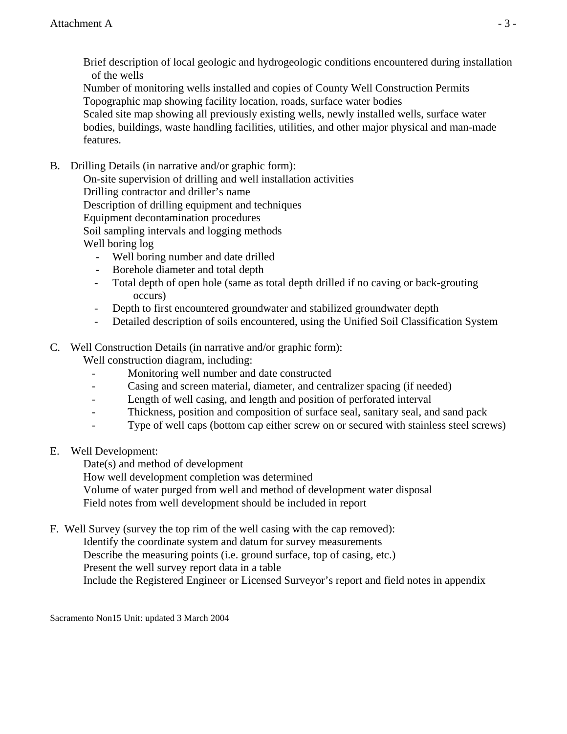Brief description of local geologic and hydrogeologic conditions encountered during installation of the wells
Number of monitoring wells installed and copies of County Well Construction Permits
Topographic map showing facility location, roads, surface water bodies
Scaled site map showing all previously existing wells, newly installed wells, surface water bodies, buildings, waste handling facilities, utilities, and other major physical and man-made features.

B. Drilling Details (in narrative and/or graphic form):

On-site supervision of drilling and well installation activities
Drilling contractor and driller's name
Description of drilling equipment and techniques
Equipment decontamination procedures
Soil sampling intervals and logging methods
Well boring log

- Well boring number and date drilled
- Borehole diameter and total depth
- Total depth of open hole (same as total depth drilled if no caving or back-grouting occurs)
- Depth to first encountered groundwater and stabilized groundwater depth
- Detailed description of soils encountered, using the Unified Soil Classification System

C. Well Construction Details (in narrative and/or graphic form):

Well construction diagram, including:

- Monitoring well number and date constructed
- Casing and screen material, diameter, and centralizer spacing (if needed)
- Length of well casing, and length and position of perforated interval
- Thickness, position and composition of surface seal, sanitary seal, and sand pack
- Type of well caps (bottom cap either screw on or secured with stainless steel screws)

E. Well Development:

Date(s) and method of development
How well development completion was determined
Volume of water purged from well and method of development water disposal
Field notes from well development should be included in report

F. Well Survey (survey the top rim of the well casing with the cap removed):

Identify the coordinate system and datum for survey measurements
Describe the measuring points (i.e. ground surface, top of casing, etc.)
Present the well survey report data in a table
Include the Registered Engineer or Licensed Surveyor's report and field notes in appendix

Sacramento Non15 Unit: updated 3 March 2004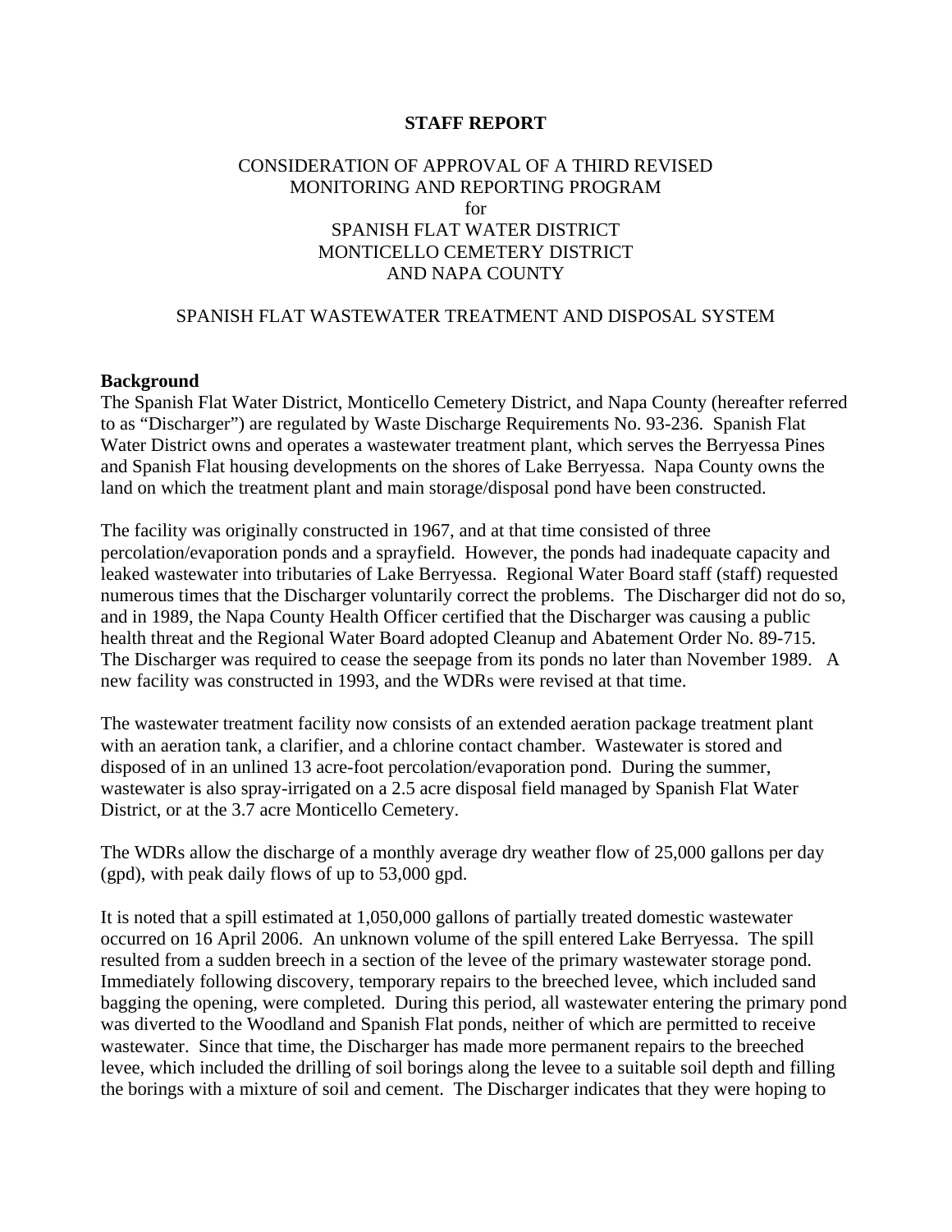**STAFF REPORT**

CONSIDERATION OF APPROVAL OF A THIRD REVISED MONITORING AND REPORTING PROGRAM
for
SPANISH FLAT WATER DISTRICT
MONTICELLO CEMETERY DISTRICT
AND NAPA COUNTY

SPANISH FLAT WASTEWATER TREATMENT AND DISPOSAL SYSTEM

**Background**

The Spanish Flat Water District, Monticello Cemetery District, and Napa County (hereafter referred to as "Discharger") are regulated by Waste Discharge Requirements No. 93-236. Spanish Flat Water District owns and operates a wastewater treatment plant, which serves the Berryessa Pines and Spanish Flat housing developments on the shores of Lake Berryessa. Napa County owns the land on which the treatment plant and main storage/disposal pond have been constructed.

The facility was originally constructed in 1967, and at that time consisted of three percolation/evaporation ponds and a sprayfield. However, the ponds had inadequate capacity and leaked wastewater into tributaries of Lake Berryessa. Regional Water Board staff (staff) requested numerous times that the Discharger voluntarily correct the problems. The Discharger did not do so, and in 1989, the Napa County Health Officer certified that the Discharger was causing a public health threat and the Regional Water Board adopted Cleanup and Abatement Order No. 89-715. The Discharger was required to cease the seepage from its ponds no later than November 1989. A new facility was constructed in 1993, and the WDRs were revised at that time.

The wastewater treatment facility now consists of an extended aeration package treatment plant with an aeration tank, a clarifier, and a chlorine contact chamber. Wastewater is stored and disposed of in an unlined 13 acre-foot percolation/evaporation pond. During the summer, wastewater is also spray-irrigated on a 2.5 acre disposal field managed by Spanish Flat Water District, or at the 3.7 acre Monticello Cemetery.

The WDRs allow the discharge of a monthly average dry weather flow of 25,000 gallons per day (gpd), with peak daily flows of up to 53,000 gpd.

It is noted that a spill estimated at 1,050,000 gallons of partially treated domestic wastewater occurred on 16 April 2006. An unknown volume of the spill entered Lake Berryessa. The spill resulted from a sudden breech in a section of the levee of the primary wastewater storage pond. Immediately following discovery, temporary repairs to the breeched levee, which included sand bagging the opening, were completed. During this period, all wastewater entering the primary pond was diverted to the Woodland and Spanish Flat ponds, neither of which are permitted to receive wastewater. Since that time, the Discharger has made more permanent repairs to the breeched levee, which included the drilling of soil borings along the levee to a suitable soil depth and filling the borings with a mixture of soil and cement. The Discharger indicates that they were hoping to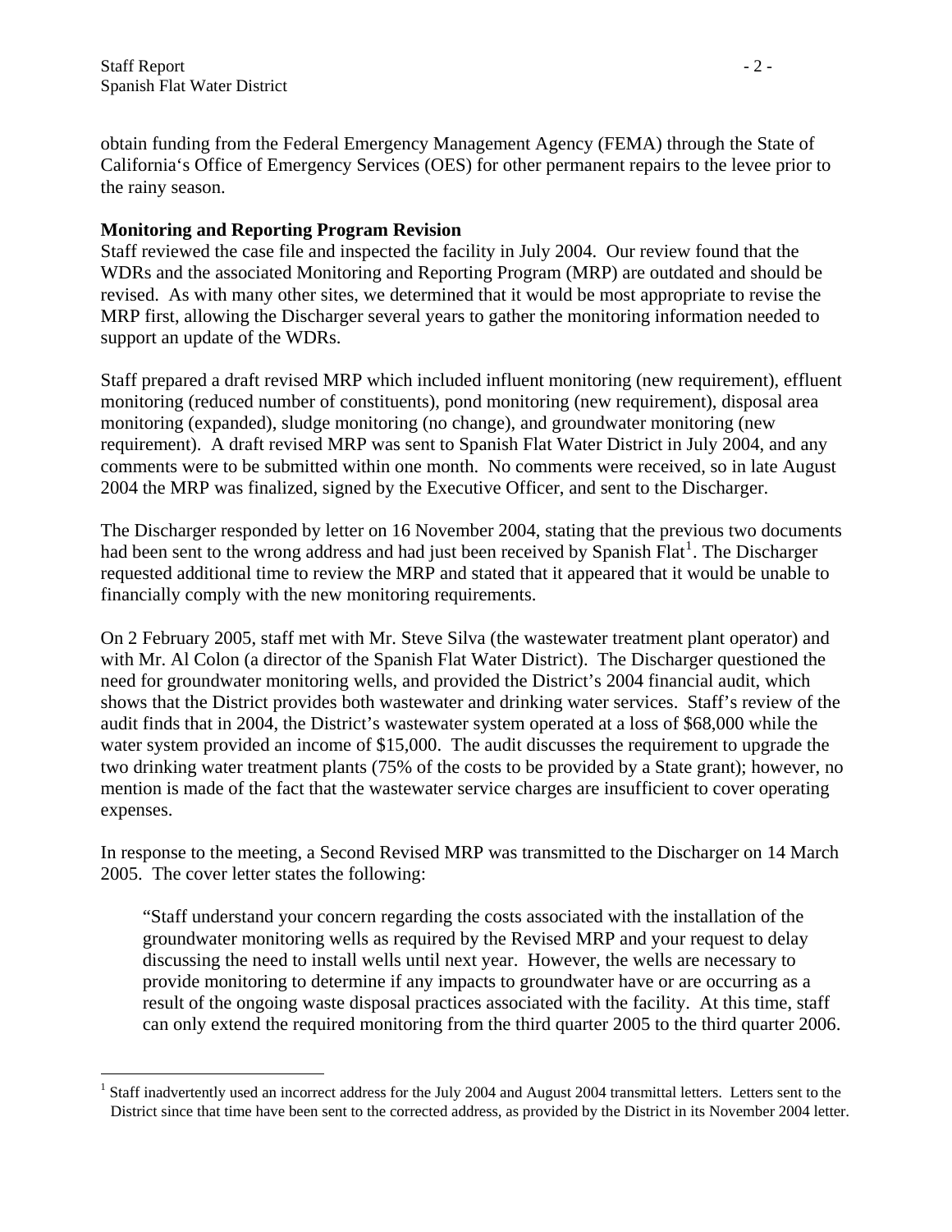obtain funding from the Federal Emergency Management Agency (FEMA) through the State of California's Office of Emergency Services (OES) for other permanent repairs to the levee prior to the rainy season.

**Monitoring and Reporting Program Revision**

Staff reviewed the case file and inspected the facility in July 2004. Our review found that the WDRs and the associated Monitoring and Reporting Program (MRP) are outdated and should be revised. As with many other sites, we determined that it would be most appropriate to revise the MRP first, allowing the Discharger several years to gather the monitoring information needed to support an update of the WDRs.

Staff prepared a draft revised MRP which included influent monitoring (new requirement), effluent monitoring (reduced number of constituents), pond monitoring (new requirement), disposal area monitoring (expanded), sludge monitoring (no change), and groundwater monitoring (new requirement). A draft revised MRP was sent to Spanish Flat Water District in July 2004, and any comments were to be submitted within one month. No comments were received, so in late August 2004 the MRP was finalized, signed by the Executive Officer, and sent to the Discharger.

The Discharger responded by letter on 16 November 2004, stating that the previous two documents had been sent to the wrong address and had just been received by Spanish Flat[1]. The Discharger requested additional time to review the MRP and stated that it appeared that it would be unable to financially comply with the new monitoring requirements.

On 2 February 2005, staff met with Mr. Steve Silva (the wastewater treatment plant operator) and with Mr. Al Colon (a director of the Spanish Flat Water District). The Discharger questioned the need for groundwater monitoring wells, and provided the District's 2004 financial audit, which shows that the District provides both wastewater and drinking water services. Staff's review of the audit finds that in 2004, the District's wastewater system operated at a loss of $68,000 while the water system provided an income of $15,000. The audit discusses the requirement to upgrade the two drinking water treatment plants (75% of the costs to be provided by a State grant); however, no mention is made of the fact that the wastewater service charges are insufficient to cover operating expenses.

In response to the meeting, a Second Revised MRP was transmitted to the Discharger on 14 March 2005. The cover letter states the following:

> "Staff understand your concern regarding the costs associated with the installation of the groundwater monitoring wells as required by the Revised MRP and your request to delay discussing the need to install wells until next year. However, the wells are necessary to provide monitoring to determine if any impacts to groundwater have or are occurring as a result of the ongoing waste disposal practices associated with the facility. At this time, staff can only extend the required monitoring from the third quarter 2005 to the third quarter 2006.

[1] Staff inadvertently used an incorrect address for the July 2004 and August 2004 transmittal letters. Letters sent to the District since that time have been sent to the corrected address, as provided by the District in its November 2004 letter.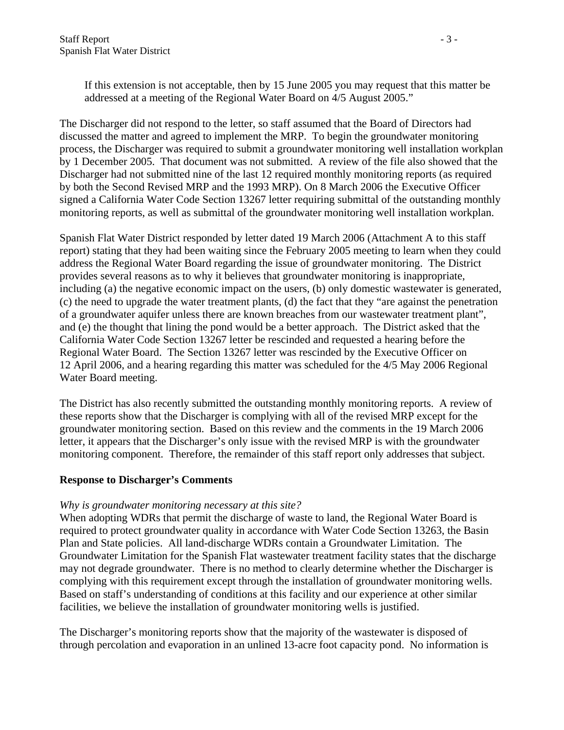If this extension is not acceptable, then by 15 June 2005 you may request that this matter be addressed at a meeting of the Regional Water Board on 4/5 August 2005."

The Discharger did not respond to the letter, so staff assumed that the Board of Directors had discussed the matter and agreed to implement the MRP. To begin the groundwater monitoring process, the Discharger was required to submit a groundwater monitoring well installation workplan by 1 December 2005. That document was not submitted. A review of the file also showed that the Discharger had not submitted nine of the last 12 required monthly monitoring reports (as required by both the Second Revised MRP and the 1993 MRP). On 8 March 2006 the Executive Officer signed a California Water Code Section 13267 letter requiring submittal of the outstanding monthly monitoring reports, as well as submittal of the groundwater monitoring well installation workplan.

Spanish Flat Water District responded by letter dated 19 March 2006 (Attachment A to this staff report) stating that they had been waiting since the February 2005 meeting to learn when they could address the Regional Water Board regarding the issue of groundwater monitoring. The District provides several reasons as to why it believes that groundwater monitoring is inappropriate, including (a) the negative economic impact on the users, (b) only domestic wastewater is generated, (c) the need to upgrade the water treatment plants, (d) the fact that they "are against the penetration of a groundwater aquifer unless there are known breaches from our wastewater treatment plant", and (e) the thought that lining the pond would be a better approach. The District asked that the California Water Code Section 13267 letter be rescinded and requested a hearing before the Regional Water Board. The Section 13267 letter was rescinded by the Executive Officer on 12 April 2006, and a hearing regarding this matter was scheduled for the 4/5 May 2006 Regional Water Board meeting.

The District has also recently submitted the outstanding monthly monitoring reports. A review of these reports show that the Discharger is complying with all of the revised MRP except for the groundwater monitoring section. Based on this review and the comments in the 19 March 2006 letter, it appears that the Discharger's only issue with the revised MRP is with the groundwater monitoring component. Therefore, the remainder of this staff report only addresses that subject.

**Response to Discharger's Comments**

*Why is groundwater monitoring necessary at this site?*
When adopting WDRs that permit the discharge of waste to land, the Regional Water Board is required to protect groundwater quality in accordance with Water Code Section 13263, the Basin Plan and State policies. All land-discharge WDRs contain a Groundwater Limitation. The Groundwater Limitation for the Spanish Flat wastewater treatment facility states that the discharge may not degrade groundwater. There is no method to clearly determine whether the Discharger is complying with this requirement except through the installation of groundwater monitoring wells. Based on staff's understanding of conditions at this facility and our experience at other similar facilities, we believe the installation of groundwater monitoring wells is justified.

The Discharger's monitoring reports show that the majority of the wastewater is disposed of through percolation and evaporation in an unlined 13-acre foot capacity pond. No information is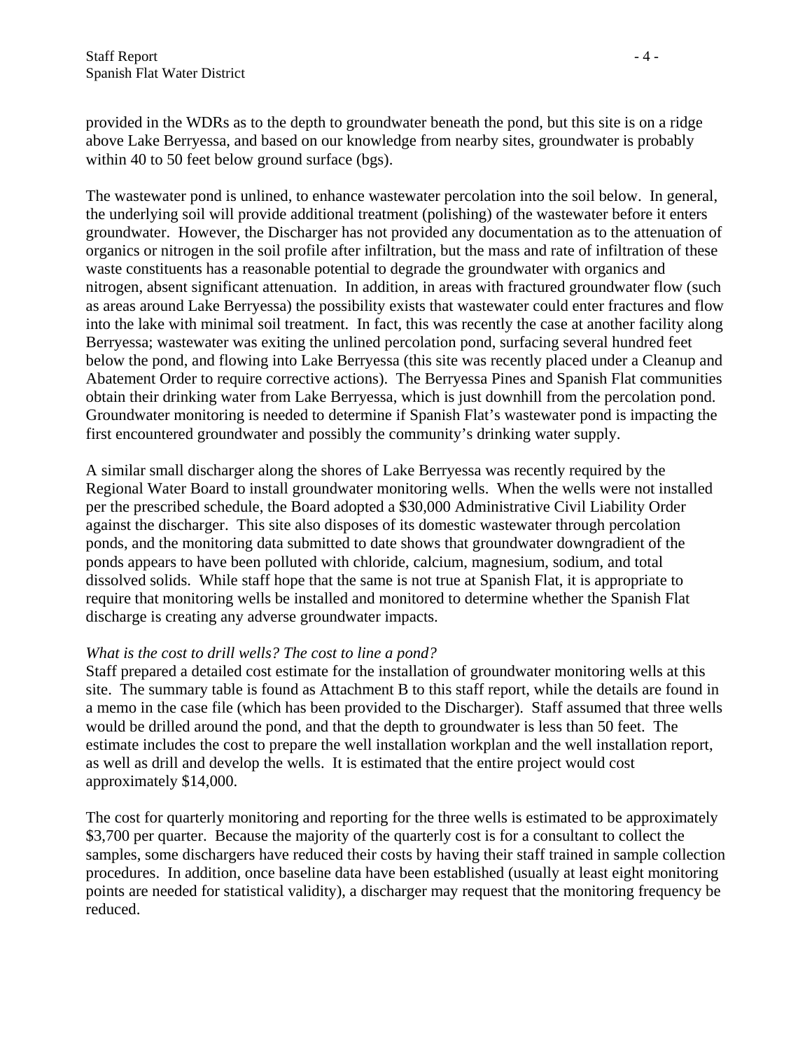provided in the WDRs as to the depth to groundwater beneath the pond, but this site is on a ridge above Lake Berryessa, and based on our knowledge from nearby sites, groundwater is probably within 40 to 50 feet below ground surface (bgs).

The wastewater pond is unlined, to enhance wastewater percolation into the soil below. In general, the underlying soil will provide additional treatment (polishing) of the wastewater before it enters groundwater. However, the Discharger has not provided any documentation as to the attenuation of organics or nitrogen in the soil profile after infiltration, but the mass and rate of infiltration of these waste constituents has a reasonable potential to degrade the groundwater with organics and nitrogen, absent significant attenuation. In addition, in areas with fractured groundwater flow (such as areas around Lake Berryessa) the possibility exists that wastewater could enter fractures and flow into the lake with minimal soil treatment. In fact, this was recently the case at another facility along Berryessa; wastewater was exiting the unlined percolation pond, surfacing several hundred feet below the pond, and flowing into Lake Berryessa (this site was recently placed under a Cleanup and Abatement Order to require corrective actions). The Berryessa Pines and Spanish Flat communities obtain their drinking water from Lake Berryessa, which is just downhill from the percolation pond. Groundwater monitoring is needed to determine if Spanish Flat's wastewater pond is impacting the first encountered groundwater and possibly the community's drinking water supply.

A similar small discharger along the shores of Lake Berryessa was recently required by the Regional Water Board to install groundwater monitoring wells. When the wells were not installed per the prescribed schedule, the Board adopted a $30,000 Administrative Civil Liability Order against the discharger. This site also disposes of its domestic wastewater through percolation ponds, and the monitoring data submitted to date shows that groundwater downgradient of the ponds appears to have been polluted with chloride, calcium, magnesium, sodium, and total dissolved solids. While staff hope that the same is not true at Spanish Flat, it is appropriate to require that monitoring wells be installed and monitored to determine whether the Spanish Flat discharge is creating any adverse groundwater impacts.

*What is the cost to drill wells? The cost to line a pond?*

Staff prepared a detailed cost estimate for the installation of groundwater monitoring wells at this site. The summary table is found as Attachment B to this staff report, while the details are found in a memo in the case file (which has been provided to the Discharger). Staff assumed that three wells would be drilled around the pond, and that the depth to groundwater is less than 50 feet. The estimate includes the cost to prepare the well installation workplan and the well installation report, as well as drill and develop the wells. It is estimated that the entire project would cost approximately $14,000.

The cost for quarterly monitoring and reporting for the three wells is estimated to be approximately $3,700 per quarter. Because the majority of the quarterly cost is for a consultant to collect the samples, some dischargers have reduced their costs by having their staff trained in sample collection procedures. In addition, once baseline data have been established (usually at least eight monitoring points are needed for statistical validity), a discharger may request that the monitoring frequency be reduced.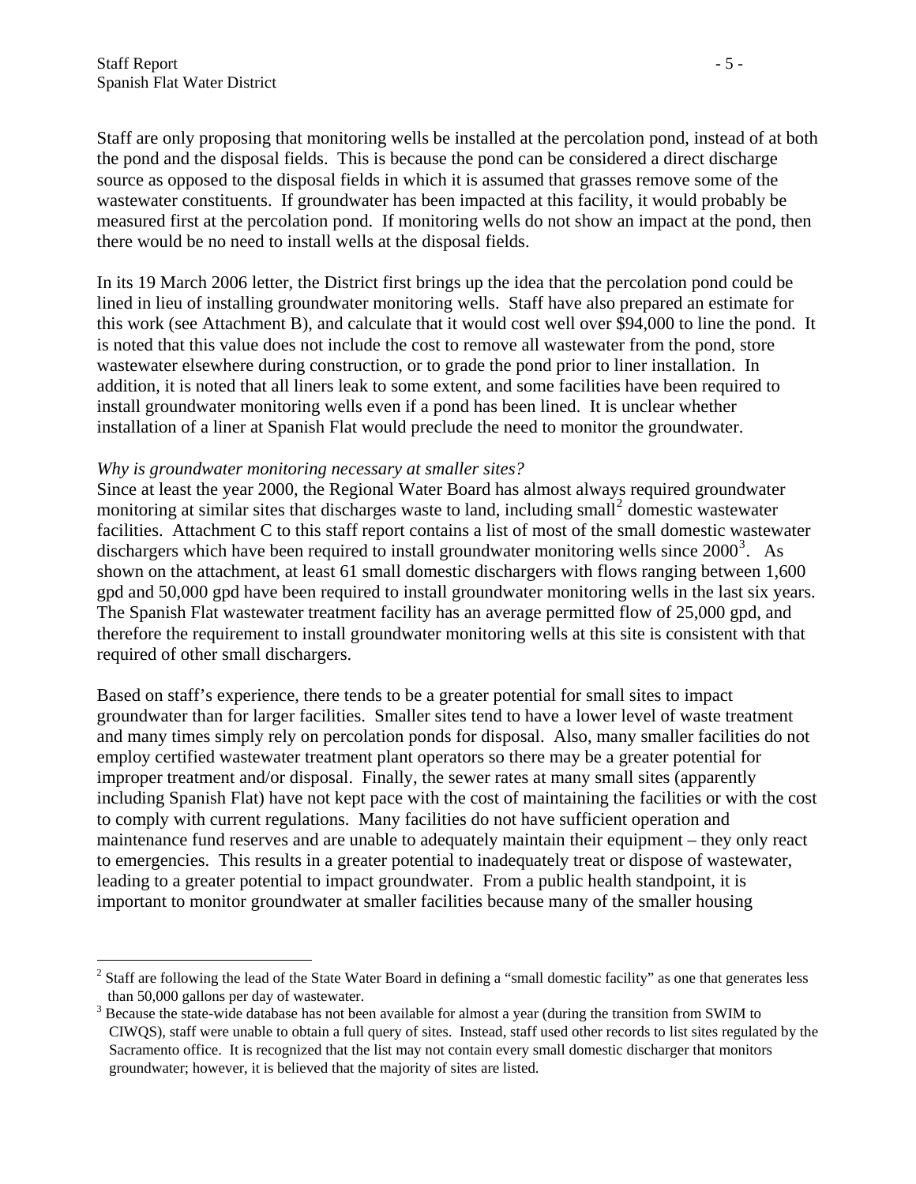Staff are only proposing that monitoring wells be installed at the percolation pond, instead of at both the pond and the disposal fields. This is because the pond can be considered a direct discharge source as opposed to the disposal fields in which it is assumed that grasses remove some of the wastewater constituents. If groundwater has been impacted at this facility, it would probably be measured first at the percolation pond. If monitoring wells do not show an impact at the pond, then there would be no need to install wells at the disposal fields.

In its 19 March 2006 letter, the District first brings up the idea that the percolation pond could be lined in lieu of installing groundwater monitoring wells. Staff have also prepared an estimate for this work (see Attachment B), and calculate that it would cost well over $94,000 to line the pond. It is noted that this value does not include the cost to remove all wastewater from the pond, store wastewater elsewhere during construction, or to grade the pond prior to liner installation. In addition, it is noted that all liners leak to some extent, and some facilities have been required to install groundwater monitoring wells even if a pond has been lined. It is unclear whether installation of a liner at Spanish Flat would preclude the need to monitor the groundwater.

*Why is groundwater monitoring necessary at smaller sites?*

Since at least the year 2000, the Regional Water Board has almost always required groundwater monitoring at similar sites that discharges waste to land, including small[2] domestic wastewater facilities. Attachment C to this staff report contains a list of most of the small domestic wastewater dischargers which have been required to install groundwater monitoring wells since 2000[3]. As shown on the attachment, at least 61 small domestic dischargers with flows ranging between 1,600 gpd and 50,000 gpd have been required to install groundwater monitoring wells in the last six years. The Spanish Flat wastewater treatment facility has an average permitted flow of 25,000 gpd, and therefore the requirement to install groundwater monitoring wells at this site is consistent with that required of other small dischargers.

Based on staff's experience, there tends to be a greater potential for small sites to impact groundwater than for larger facilities. Smaller sites tend to have a lower level of waste treatment and many times simply rely on percolation ponds for disposal. Also, many smaller facilities do not employ certified wastewater treatment plant operators so there may be a greater potential for improper treatment and/or disposal. Finally, the sewer rates at many small sites (apparently including Spanish Flat) have not kept pace with the cost of maintaining the facilities or with the cost to comply with current regulations. Many facilities do not have sufficient operation and maintenance fund reserves and are unable to adequately maintain their equipment – they only react to emergencies. This results in a greater potential to inadequately treat or dispose of wastewater, leading to a greater potential to impact groundwater. From a public health standpoint, it is important to monitor groundwater at smaller facilities because many of the smaller housing

---

[2] Staff are following the lead of the State Water Board in defining a "small domestic facility" as one that generates less than 50,000 gallons per day of wastewater.

[3] Because the state-wide database has not been available for almost a year (during the transition from SWIM to CIWQS), staff were unable to obtain a full query of sites. Instead, staff used other records to list sites regulated by the Sacramento office. It is recognized that the list may not contain every small domestic discharger that monitors groundwater; however, it is believed that the majority of sites are listed.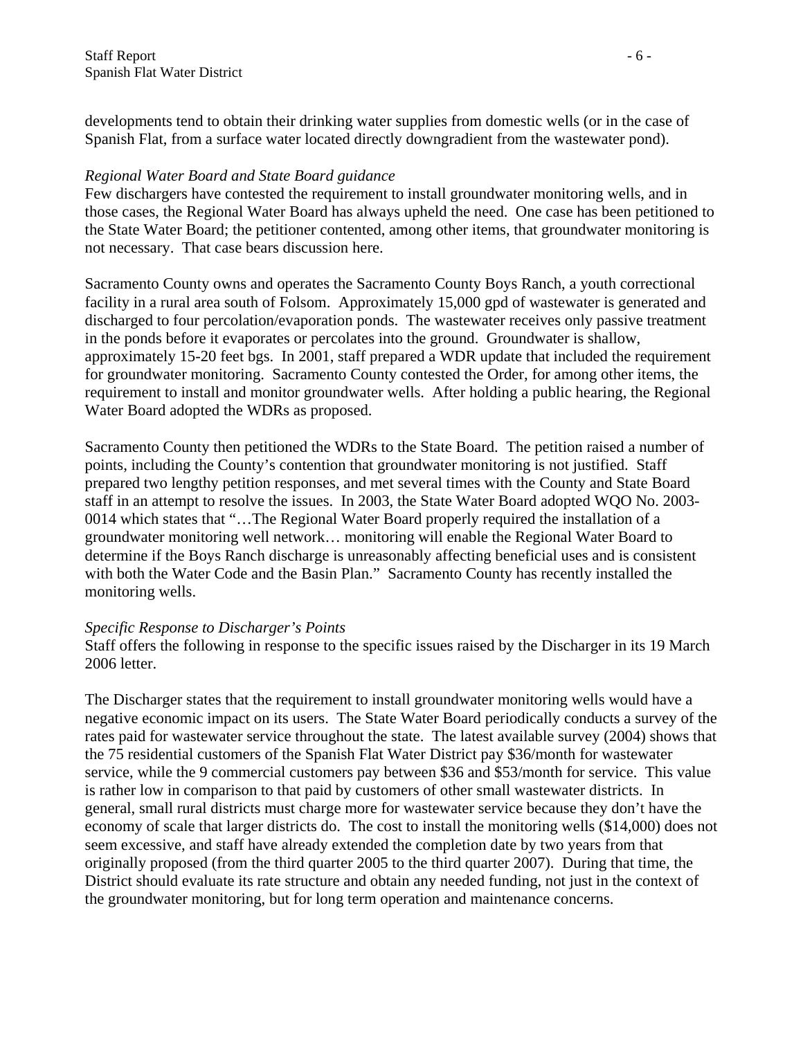developments tend to obtain their drinking water supplies from domestic wells (or in the case of Spanish Flat, from a surface water located directly downgradient from the wastewater pond).

*Regional Water Board and State Board guidance*

Few dischargers have contested the requirement to install groundwater monitoring wells, and in those cases, the Regional Water Board has always upheld the need. One case has been petitioned to the State Water Board; the petitioner contented, among other items, that groundwater monitoring is not necessary. That case bears discussion here.

Sacramento County owns and operates the Sacramento County Boys Ranch, a youth correctional facility in a rural area south of Folsom. Approximately 15,000 gpd of wastewater is generated and discharged to four percolation/evaporation ponds. The wastewater receives only passive treatment in the ponds before it evaporates or percolates into the ground. Groundwater is shallow, approximately 15-20 feet bgs. In 2001, staff prepared a WDR update that included the requirement for groundwater monitoring. Sacramento County contested the Order, for among other items, the requirement to install and monitor groundwater wells. After holding a public hearing, the Regional Water Board adopted the WDRs as proposed.

Sacramento County then petitioned the WDRs to the State Board. The petition raised a number of points, including the County's contention that groundwater monitoring is not justified. Staff prepared two lengthy petition responses, and met several times with the County and State Board staff in an attempt to resolve the issues. In 2003, the State Water Board adopted WQO No. 2003-0014 which states that "…The Regional Water Board properly required the installation of a groundwater monitoring well network… monitoring will enable the Regional Water Board to determine if the Boys Ranch discharge is unreasonably affecting beneficial uses and is consistent with both the Water Code and the Basin Plan." Sacramento County has recently installed the monitoring wells.

*Specific Response to Discharger's Points*

Staff offers the following in response to the specific issues raised by the Discharger in its 19 March 2006 letter.

The Discharger states that the requirement to install groundwater monitoring wells would have a negative economic impact on its users. The State Water Board periodically conducts a survey of the rates paid for wastewater service throughout the state. The latest available survey (2004) shows that the 75 residential customers of the Spanish Flat Water District pay $36/month for wastewater service, while the 9 commercial customers pay between $36 and $53/month for service. This value is rather low in comparison to that paid by customers of other small wastewater districts. In general, small rural districts must charge more for wastewater service because they don't have the economy of scale that larger districts do. The cost to install the monitoring wells ($14,000) does not seem excessive, and staff have already extended the completion date by two years from that originally proposed (from the third quarter 2005 to the third quarter 2007). During that time, the District should evaluate its rate structure and obtain any needed funding, not just in the context of the groundwater monitoring, but for long term operation and maintenance concerns.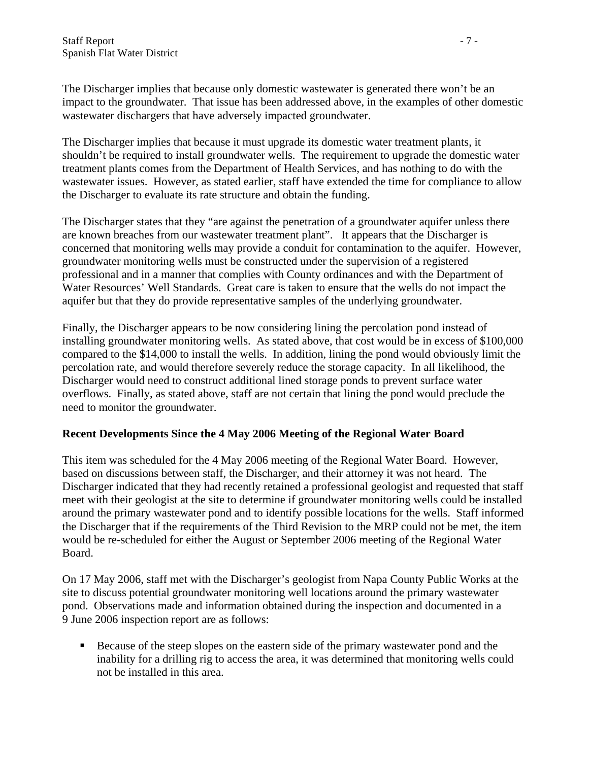The Discharger implies that because only domestic wastewater is generated there won't be an impact to the groundwater. That issue has been addressed above, in the examples of other domestic wastewater dischargers that have adversely impacted groundwater.

The Discharger implies that because it must upgrade its domestic water treatment plants, it shouldn't be required to install groundwater wells. The requirement to upgrade the domestic water treatment plants comes from the Department of Health Services, and has nothing to do with the wastewater issues. However, as stated earlier, staff have extended the time for compliance to allow the Discharger to evaluate its rate structure and obtain the funding.

The Discharger states that they "are against the penetration of a groundwater aquifer unless there are known breaches from our wastewater treatment plant". It appears that the Discharger is concerned that monitoring wells may provide a conduit for contamination to the aquifer. However, groundwater monitoring wells must be constructed under the supervision of a registered professional and in a manner that complies with County ordinances and with the Department of Water Resources' Well Standards. Great care is taken to ensure that the wells do not impact the aquifer but that they do provide representative samples of the underlying groundwater.

Finally, the Discharger appears to be now considering lining the percolation pond instead of installing groundwater monitoring wells. As stated above, that cost would be in excess of $100,000 compared to the $14,000 to install the wells. In addition, lining the pond would obviously limit the percolation rate, and would therefore severely reduce the storage capacity. In all likelihood, the Discharger would need to construct additional lined storage ponds to prevent surface water overflows. Finally, as stated above, staff are not certain that lining the pond would preclude the need to monitor the groundwater.

**Recent Developments Since the 4 May 2006 Meeting of the Regional Water Board**

This item was scheduled for the 4 May 2006 meeting of the Regional Water Board. However, based on discussions between staff, the Discharger, and their attorney it was not heard. The Discharger indicated that they had recently retained a professional geologist and requested that staff meet with their geologist at the site to determine if groundwater monitoring wells could be installed around the primary wastewater pond and to identify possible locations for the wells. Staff informed the Discharger that if the requirements of the Third Revision to the MRP could not be met, the item would be re-scheduled for either the August or September 2006 meeting of the Regional Water Board.

On 17 May 2006, staff met with the Discharger's geologist from Napa County Public Works at the site to discuss potential groundwater monitoring well locations around the primary wastewater pond. Observations made and information obtained during the inspection and documented in a 9 June 2006 inspection report are as follows:

- Because of the steep slopes on the eastern side of the primary wastewater pond and the inability for a drilling rig to access the area, it was determined that monitoring wells could not be installed in this area.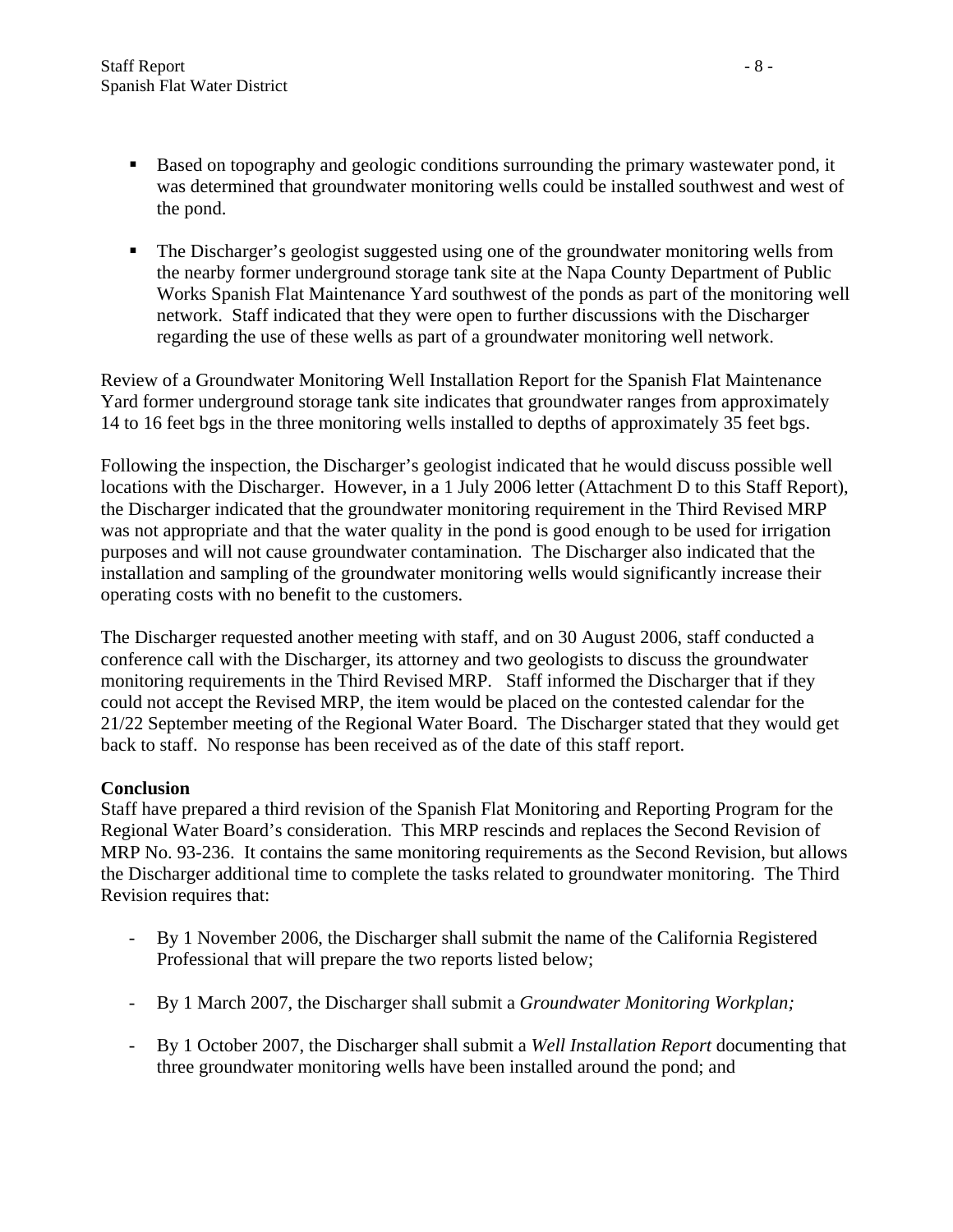- Based on topography and geologic conditions surrounding the primary wastewater pond, it was determined that groundwater monitoring wells could be installed southwest and west of the pond.

- The Discharger's geologist suggested using one of the groundwater monitoring wells from the nearby former underground storage tank site at the Napa County Department of Public Works Spanish Flat Maintenance Yard southwest of the ponds as part of the monitoring well network. Staff indicated that they were open to further discussions with the Discharger regarding the use of these wells as part of a groundwater monitoring well network.

Review of a Groundwater Monitoring Well Installation Report for the Spanish Flat Maintenance Yard former underground storage tank site indicates that groundwater ranges from approximately 14 to 16 feet bgs in the three monitoring wells installed to depths of approximately 35 feet bgs.

Following the inspection, the Discharger's geologist indicated that he would discuss possible well locations with the Discharger. However, in a 1 July 2006 letter (Attachment D to this Staff Report), the Discharger indicated that the groundwater monitoring requirement in the Third Revised MRP was not appropriate and that the water quality in the pond is good enough to be used for irrigation purposes and will not cause groundwater contamination. The Discharger also indicated that the installation and sampling of the groundwater monitoring wells would significantly increase their operating costs with no benefit to the customers.

The Discharger requested another meeting with staff, and on 30 August 2006, staff conducted a conference call with the Discharger, its attorney and two geologists to discuss the groundwater monitoring requirements in the Third Revised MRP. Staff informed the Discharger that if they could not accept the Revised MRP, the item would be placed on the contested calendar for the 21/22 September meeting of the Regional Water Board. The Discharger stated that they would get back to staff. No response has been received as of the date of this staff report.

**Conclusion**

Staff have prepared a third revision of the Spanish Flat Monitoring and Reporting Program for the Regional Water Board's consideration. This MRP rescinds and replaces the Second Revision of MRP No. 93-236. It contains the same monitoring requirements as the Second Revision, but allows the Discharger additional time to complete the tasks related to groundwater monitoring. The Third Revision requires that:

- By 1 November 2006, the Discharger shall submit the name of the California Registered Professional that will prepare the two reports listed below;

- By 1 March 2007, the Discharger shall submit a *Groundwater Monitoring Workplan;*

- By 1 October 2007, the Discharger shall submit a *Well Installation Report* documenting that three groundwater monitoring wells have been installed around the pond; and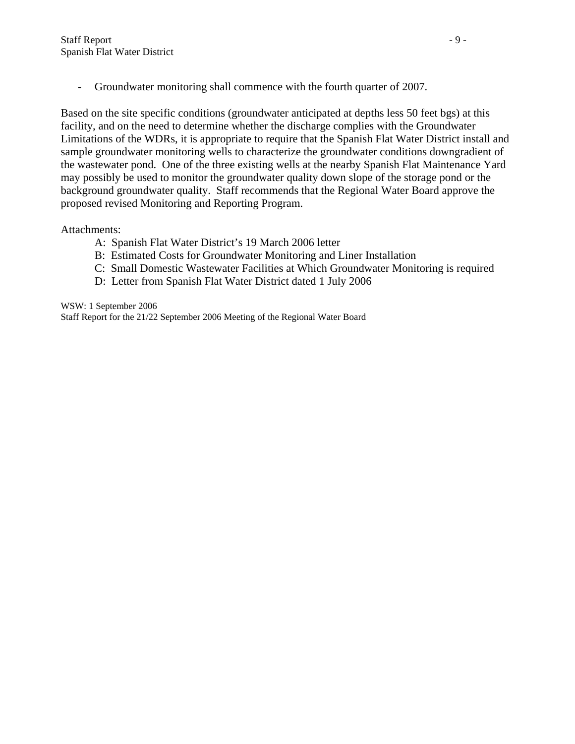- Groundwater monitoring shall commence with the fourth quarter of 2007.

Based on the site specific conditions (groundwater anticipated at depths less 50 feet bgs) at this facility, and on the need to determine whether the discharge complies with the Groundwater Limitations of the WDRs, it is appropriate to require that the Spanish Flat Water District install and sample groundwater monitoring wells to characterize the groundwater conditions downgradient of the wastewater pond. One of the three existing wells at the nearby Spanish Flat Maintenance Yard may possibly be used to monitor the groundwater quality down slope of the storage pond or the background groundwater quality. Staff recommends that the Regional Water Board approve the proposed revised Monitoring and Reporting Program.

Attachments:

A: Spanish Flat Water District's 19 March 2006 letter
B: Estimated Costs for Groundwater Monitoring and Liner Installation
C: Small Domestic Wastewater Facilities at Which Groundwater Monitoring is required
D: Letter from Spanish Flat Water District dated 1 July 2006

WSW: 1 September 2006
Staff Report for the 21/22 September 2006 Meeting of the Regional Water Board